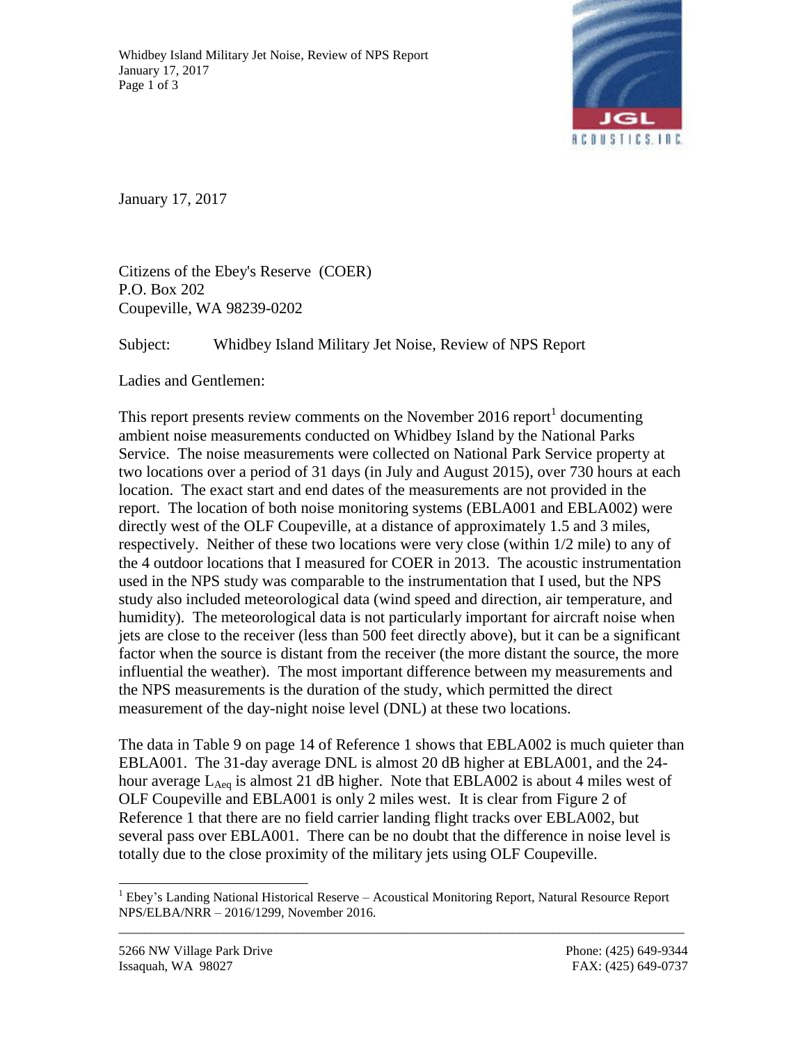January 17, 2017

Citizens of the Ebey's Reserve (COER)
P.O. Box 202
Coupeville, WA 98239-0202

Subject: Whidbey Island Military Jet Noise, Review of NPS Report

Ladies and Gentlemen:

This report presents review comments on the November 2016 report[1] documenting ambient noise measurements conducted on Whidbey Island by the National Parks Service. The noise measurements were collected on National Park Service property at two locations over a period of 31 days (in July and August 2015), over 730 hours at each location. The exact start and end dates of the measurements are not provided in the report. The location of both noise monitoring systems (EBLA001 and EBLA002) were directly west of the OLF Coupeville, at a distance of approximately 1.5 and 3 miles, respectively. Neither of these two locations were very close (within 1/2 mile) to any of the 4 outdoor locations that I measured for COER in 2013. The acoustic instrumentation used in the NPS study was comparable to the instrumentation that I used, but the NPS study also included meteorological data (wind speed and direction, air temperature, and humidity). The meteorological data is not particularly important for aircraft noise when jets are close to the receiver (less than 500 feet directly above), but it can be a significant factor when the source is distant from the receiver (the more distant the source, the more influential the weather). The most important difference between my measurements and the NPS measurements is the duration of the study, which permitted the direct measurement of the day-night noise level (DNL) at these two locations.

The data in Table 9 on page 14 of Reference 1 shows that EBLA002 is much quieter than EBLA001. The 31-day average DNL is almost 20 dB higher at EBLA001, and the 24-hour average $L_{Aeq}$ is almost 21 dB higher. Note that EBLA002 is about 4 miles west of OLF Coupeville and EBLA001 is only 2 miles west. It is clear from Figure 2 of Reference 1 that there are no field carrier landing flight tracks over EBLA002, but several pass over EBLA001. There can be no doubt that the difference in noise level is totally due to the close proximity of the military jets using OLF Coupeville.

[1] Ebey's Landing National Historical Reserve – Acoustical Monitoring Report, Natural Resource Report NPS/ELBA/NRR – 2016/1299, November 2016.

5266 NW Village Park Drive
Issaquah, WA 98027

Phone: (425) 649-9344
FAX: (425) 649-0737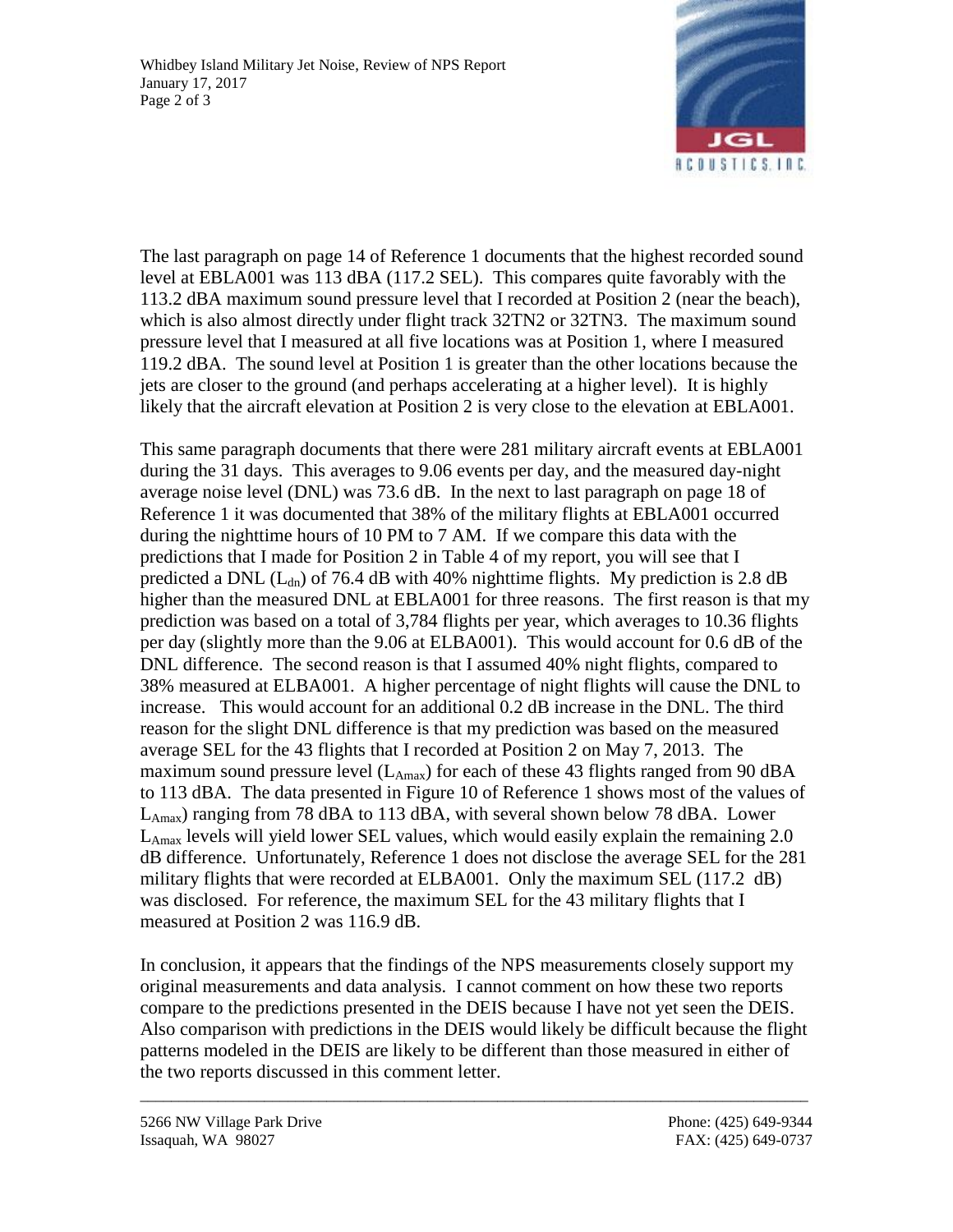The last paragraph on page 14 of Reference 1 documents that the highest recorded sound level at EBLA001 was 113 dBA (117.2 SEL). This compares quite favorably with the 113.2 dBA maximum sound pressure level that I recorded at Position 2 (near the beach), which is also almost directly under flight track 32TN2 or 32TN3. The maximum sound pressure level that I measured at all five locations was at Position 1, where I measured 119.2 dBA. The sound level at Position 1 is greater than the other locations because the jets are closer to the ground (and perhaps accelerating at a higher level). It is highly likely that the aircraft elevation at Position 2 is very close to the elevation at EBLA001.

This same paragraph documents that there were 281 military aircraft events at EBLA001 during the 31 days. This averages to 9.06 events per day, and the measured day-night average noise level (DNL) was 73.6 dB. In the next to last paragraph on page 18 of Reference 1 it was documented that 38% of the military flights at EBLA001 occurred during the nighttime hours of 10 PM to 7 AM. If we compare this data with the predictions that I made for Position 2 in Table 4 of my report, you will see that I predicted a DNL ($L_{dn}$) of 76.4 dB with 40% nighttime flights. My prediction is 2.8 dB higher than the measured DNL at EBLA001 for three reasons. The first reason is that my prediction was based on a total of 3,784 flights per year, which averages to 10.36 flights per day (slightly more than the 9.06 at ELBA001). This would account for 0.6 dB of the DNL difference. The second reason is that I assumed 40% night flights, compared to 38% measured at ELBA001. A higher percentage of night flights will cause the DNL to increase. This would account for an additional 0.2 dB increase in the DNL. The third reason for the slight DNL difference is that my prediction was based on the measured average SEL for the 43 flights that I recorded at Position 2 on May 7, 2013. The maximum sound pressure level ($L_{Amax}$) for each of these 43 flights ranged from 90 dBA to 113 dBA. The data presented in Figure 10 of Reference 1 shows most of the values of $L_{Amax}$) ranging from 78 dBA to 113 dBA, with several shown below 78 dBA. Lower $L_{Amax}$ levels will yield lower SEL values, which would easily explain the remaining 2.0 dB difference. Unfortunately, Reference 1 does not disclose the average SEL for the 281 military flights that were recorded at ELBA001. Only the maximum SEL (117.2 dB) was disclosed. For reference, the maximum SEL for the 43 military flights that I measured at Position 2 was 116.9 dB.

In conclusion, it appears that the findings of the NPS measurements closely support my original measurements and data analysis. I cannot comment on how these two reports compare to the predictions presented in the DEIS because I have not yet seen the DEIS. Also comparison with predictions in the DEIS would likely be difficult because the flight patterns modeled in the DEIS are likely to be different than those measured in either of the two reports discussed in this comment letter.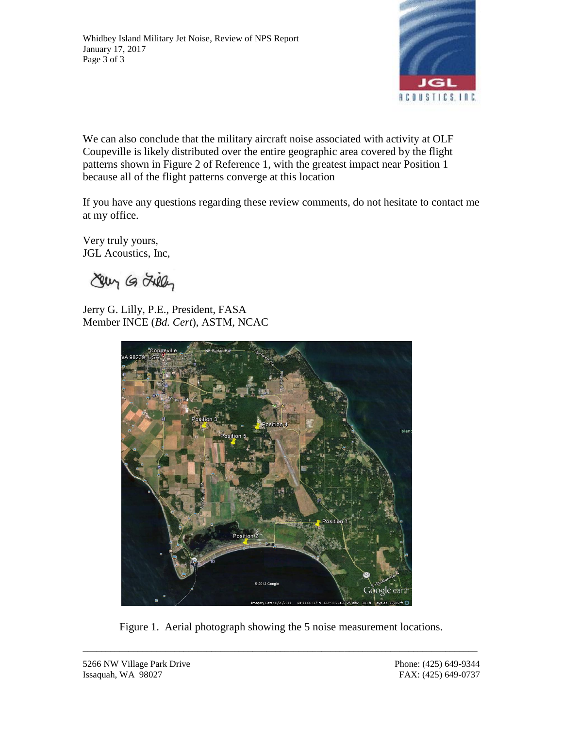We can also conclude that the military aircraft noise associated with activity at OLF Coupeville is likely distributed over the entire geographic area covered by the flight patterns shown in Figure 2 of Reference 1, with the greatest impact near Position 1 because all of the flight patterns converge at this location

If you have any questions regarding these review comments, do not hesitate to contact me at my office.

Very truly yours,
JGL Acoustics, Inc,

Jerry G. Lilly, P.E., President, FASA
Member INCE (*Bd. Cert*), ASTM, NCAC

Figure 1. Aerial photograph showing the 5 noise measurement locations.

5266 NW Village Park Drive
Issaquah, WA 98027

Phone: (425) 649-9344
FAX: (425) 649-0737